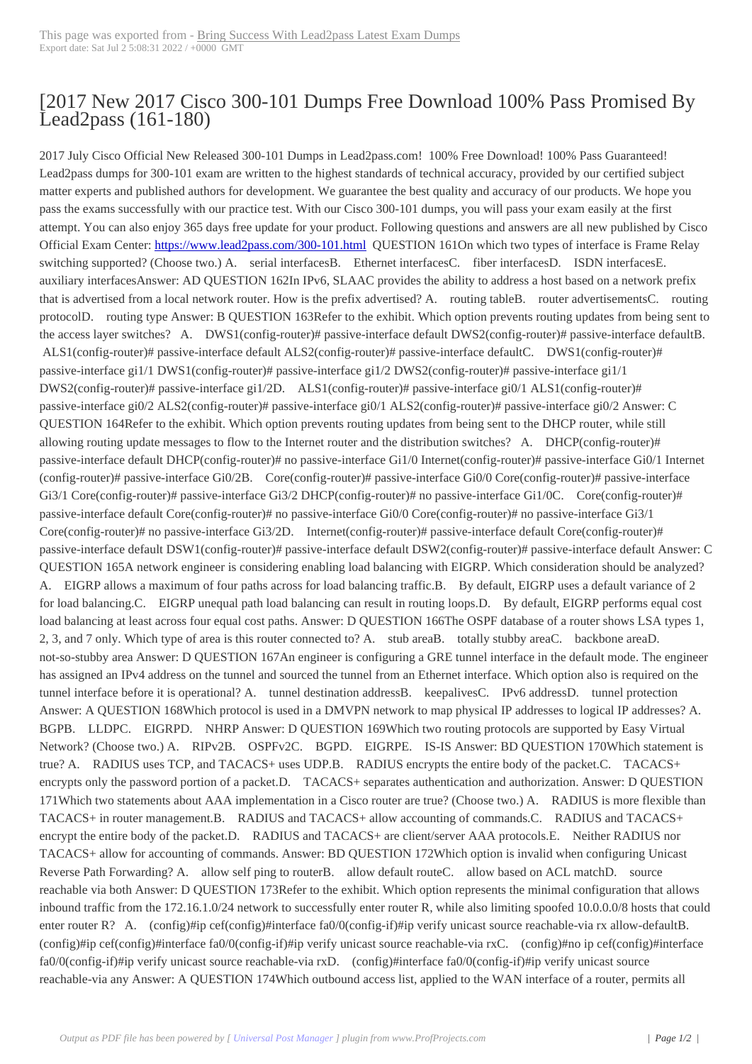# [2017 New 2017 Cisco 300-101 Dumps Free Download 100% Pass Promised By Lead2pass (161-180)

2017 July Cisco Official New Released 300-101 Dumps in Lead2pass.com! 100% Free Download! 100% Pass Guaranteed! Lead2pass dumps for 300-101 exam are written to the highest standards of technical accuracy, provided by our certified subject matter experts and published authors for development. We guarantee the best quality and accuracy of our products. We hope you pass the exams successfully with our practice test. With our Cisco 300-101 dumps, you will pass your exam easily at the first attempt. You can also enjoy 365 days free update for your product. Following questions and answers are all new published by Cisco Official Exam Center: https://www.lead2pass.com/300-101.html QUESTION 161On which two types of interface is Frame Relay switching supported? (Choose two.) A. serial interfacesB. Ethernet interfacesC. fiber interfacesD. ISDN interfacesE. auxiliary interfacesAnswer: AD QUESTION 162In IPv6, SLAAC provides the ability to address a host based on a network prefix that is advertised from a local network router. How is the prefix advertised? A. routing tableB. router advertisementsC. routing protocolD. routing type Answer: B QUESTION 163Refer to the exhibit. Which option prevents routing updates from being sent to the access layer switches? A. DWS1(config-router)# passive-interface default DWS2(config-router)# passive-interface defaultB. ALS1(config-router)# passive-interface default ALS2(config-router)# passive-interface defaultC. DWS1(config-router)# passive-interface gi1/1 DWS1(config-router)# passive-interface gi1/2 DWS2(config-router)# passive-interface gi1/1 DWS2(config-router)# passive-interface gi1/2D. ALS1(config-router)# passive-interface gi0/1 ALS1(config-router)# passive-interface gi0/2 ALS2(config-router)# passive-interface gi0/1 ALS2(config-router)# passive-interface gi0/2 Answer: C QUESTION 164Refer to the exhibit. Which option prevents routing updates from being sent to the DHCP router, while still allowing routing update messages to flow to the Internet router and the distribution switches? A. DHCP(config-router)# passive-interface default DHCP(config-router)# no passive-interface Gi1/0 Internet(config-router)# passive-interface Gi0/1 Internet (config-router)# passive-interface Gi0/2B. Core(config-router)# passive-interface Gi0/0 Core(config-router)# passive-interface Gi3/1 Core(config-router)# passive-interface Gi3/2 DHCP(config-router)# no passive-interface Gi1/0C. Core(config-router)# passive-interface default Core(config-router)# no passive-interface Gi0/0 Core(config-router)# no passive-interface Gi3/1 Core(config-router)# no passive-interface Gi3/2D. Internet(config-router)# passive-interface default Core(config-router)# passive-interface default DSW1(config-router)# passive-interface default DSW2(config-router)# passive-interface default Answer: C QUESTION 165A network engineer is considering enabling load balancing with EIGRP. Which consideration should be analyzed? A. EIGRP allows a maximum of four paths across for load balancing traffic.B. By default, EIGRP uses a default variance of 2 for load balancing.C. EIGRP unequal path load balancing can result in routing loops.D. By default, EIGRP performs equal cost load balancing at least across four equal cost paths. Answer: D QUESTION 166The OSPF database of a router shows LSA types 1, 2, 3, and 7 only. Which type of area is this router connected to? A. stub areaB. totally stubby areaC. backbone areaD. not-so-stubby area Answer: D QUESTION 167An engineer is configuring a GRE tunnel interface in the default mode. The engineer has assigned an IPv4 address on the tunnel and sourced the tunnel from an Ethernet interface. Which option also is required on the tunnel interface before it is operational? A. tunnel destination addressB. keepalivesC. IPv6 addressD. tunnel protection Answer: A QUESTION 168Which protocol is used in a DMVPN network to map physical IP addresses to logical IP addresses? A. BGPB. LLDPC. EIGRPD. NHRP Answer: D QUESTION 169Which two routing protocols are supported by Easy Virtual Network? (Choose two.) A. RIPv2B. OSPFv2C. BGPD. EIGRPE. IS-IS Answer: BD QUESTION 170Which statement is true? A. RADIUS uses TCP, and TACACS+ uses UDP.B. RADIUS encrypts the entire body of the packet.C. TACACS+ encrypts only the password portion of a packet.D. TACACS+ separates authentication and authorization. Answer: D QUESTION 171Which two statements about AAA implementation in a Cisco router are true? (Choose two.) A. RADIUS is more flexible than TACACS+ in router management.B. RADIUS and TACACS+ allow accounting of commands.C. RADIUS and TACACS+ encrypt the entire body of the packet.D. RADIUS and TACACS+ are client/server AAA protocols.E. Neither RADIUS nor TACACS+ allow for accounting of commands. Answer: BD QUESTION 172Which option is invalid when configuring Unicast Reverse Path Forwarding? A. allow self ping to routerB. allow default routeC. allow based on ACL matchD. source reachable via both Answer: D QUESTION 173Refer to the exhibit. Which option represents the minimal configuration that allows inbound traffic from the 172.16.1.0/24 network to successfully enter router R, while also limiting spoofed 10.0.0.0/8 hosts that could enter router R? A. (config)#ip cef(config)#interface fa0/0(config-if)#ip verify unicast source reachable-via rx allow-defaultB. (config)#ip cef(config)#interface fa0/0(config-if)#ip verify unicast source reachable-via rxC. (config)#no ip cef(config)#interface fa0/0(config-if)#ip verify unicast source reachable-via rxD. (config)#interface fa0/0(config-if)#ip verify unicast source reachable-via any Answer: A QUESTION 174Which outbound access list, applied to the WAN interface of a router, permits all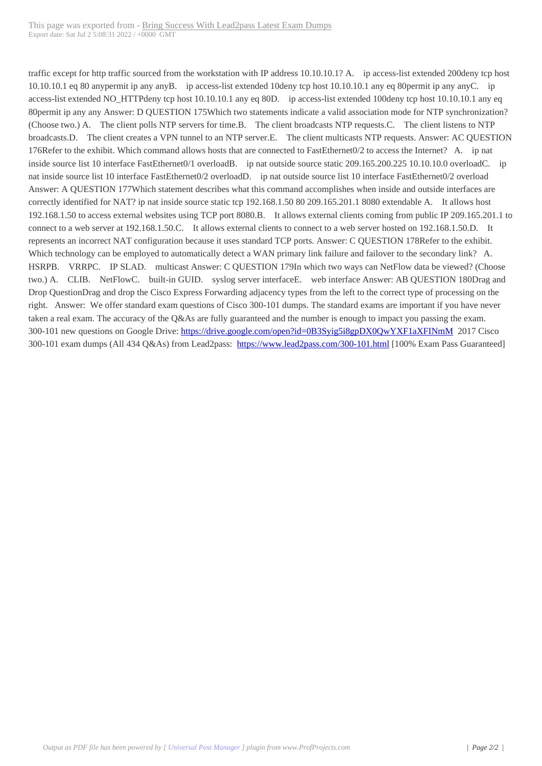traffic except for http traffic sourced from the workstation with IP address 10.10.10.1? A. ip access-list extended 200deny tcp host 10.10.10.1 eq 80 anypermit ip any anyB. ip access-list extended 10deny tcp host 10.10.10.1 any eq 80permit ip any anyC. ip access-list extended NO_HTTPdeny tcp host 10.10.10.1 any eq 80D. ip access-list extended 100deny tcp host 10.10.10.1 any eq 80permit ip any any Answer: D QUESTION 175Which two statements indicate a valid association mode for NTP synchronization? (Choose two.) A. The client polls NTP servers for time.B. The client broadcasts NTP requests.C. The client listens to NTP broadcasts.D. The client creates a VPN tunnel to an NTP server.E. The client multicasts NTP requests. Answer: AC QUESTION 176Refer to the exhibit. Which command allows hosts that are connected to FastEthernet0/2 to access the Internet? A. ip nat inside source list 10 interface FastEthernet0/1 overloadB. ip nat outside source static 209.165.200.225 10.10.10.0 overloadC. ip nat inside source list 10 interface FastEthernet0/2 overloadD. ip nat outside source list 10 interface FastEthernet0/2 overload Answer: A QUESTION 177Which statement describes what this command accomplishes when inside and outside interfaces are correctly identified for NAT? ip nat inside source static tcp 192.168.1.50 80 209.165.201.1 8080 extendable A. It allows host 192.168.1.50 to access external websites using TCP port 8080.B. It allows external clients coming from public IP 209.165.201.1 to connect to a web server at 192.168.1.50.C. It allows external clients to connect to a web server hosted on 192.168.1.50.D. It represents an incorrect NAT configuration because it uses standard TCP ports. Answer: C QUESTION 178Refer to the exhibit. Which technology can be employed to automatically detect a WAN primary link failure and failover to the secondary link? A. HSRPB. VRRPC. IP SLAD. multicast Answer: C QUESTION 179In which two ways can NetFlow data be viewed? (Choose two.) A. CLIB. NetFlowC. built-in GUID. syslog server interfaceE. web interface Answer: AB QUESTION 180Drag and Drop QuestionDrag and drop the Cisco Express Forwarding adjacency types from the left to the correct type of processing on the right. Answer: We offer standard exam questions of Cisco 300-101 dumps. The standard exams are important if you have never taken a real exam. The accuracy of the Q&As are fully guaranteed and the number is enough to impact you passing the exam. 300-101 new questions on Google Drive: https://drive.google.com/open?id=0B3Syig5i8gpDX0QwYXF1aXFINmM 2017 Cisco 300-101 exam dumps (All 434 Q&As) from Lead2pass: https://www.lead2pass.com/300-101.html [100% Exam Pass Guaranteed]